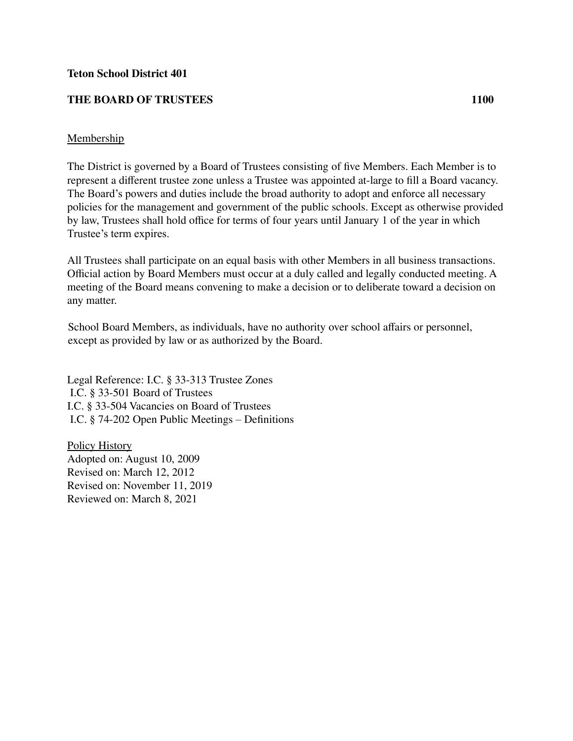**Teton School District 401**

**THE BOARD OF TRUSTEES 1100**

Membership

The District is governed by a Board of Trustees consisting of five Members. Each Member is to represent a different trustee zone unless a Trustee was appointed at-large to fill a Board vacancy. The Board's powers and duties include the broad authority to adopt and enforce all necessary policies for the management and government of the public schools. Except as otherwise provided by law, Trustees shall hold office for terms of four years until January 1 of the year in which Trustee's term expires.

All Trustees shall participate on an equal basis with other Members in all business transactions. Official action by Board Members must occur at a duly called and legally conducted meeting. A meeting of the Board means convening to make a decision or to deliberate toward a decision on any matter.

School Board Members, as individuals, have no authority over school affairs or personnel, except as provided by law or as authorized by the Board.

Legal Reference: I.C. § 33-313 Trustee Zones
I.C. § 33-501 Board of Trustees
I.C. § 33-504 Vacancies on Board of Trustees
I.C. § 74-202 Open Public Meetings – Definitions

Policy History
Adopted on: August 10, 2009
Revised on: March 12, 2012
Revised on: November 11, 2019
Reviewed on: March 8, 2021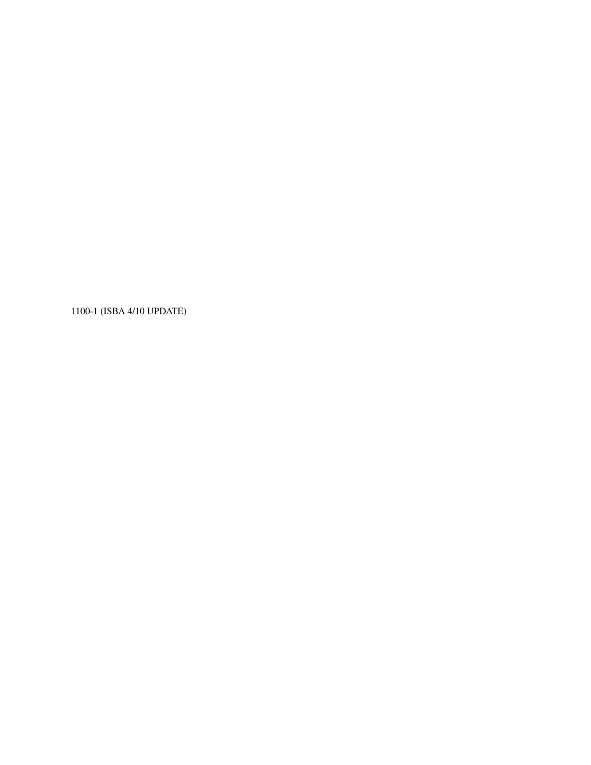1100-1 (ISBA 4/10 UPDATE)